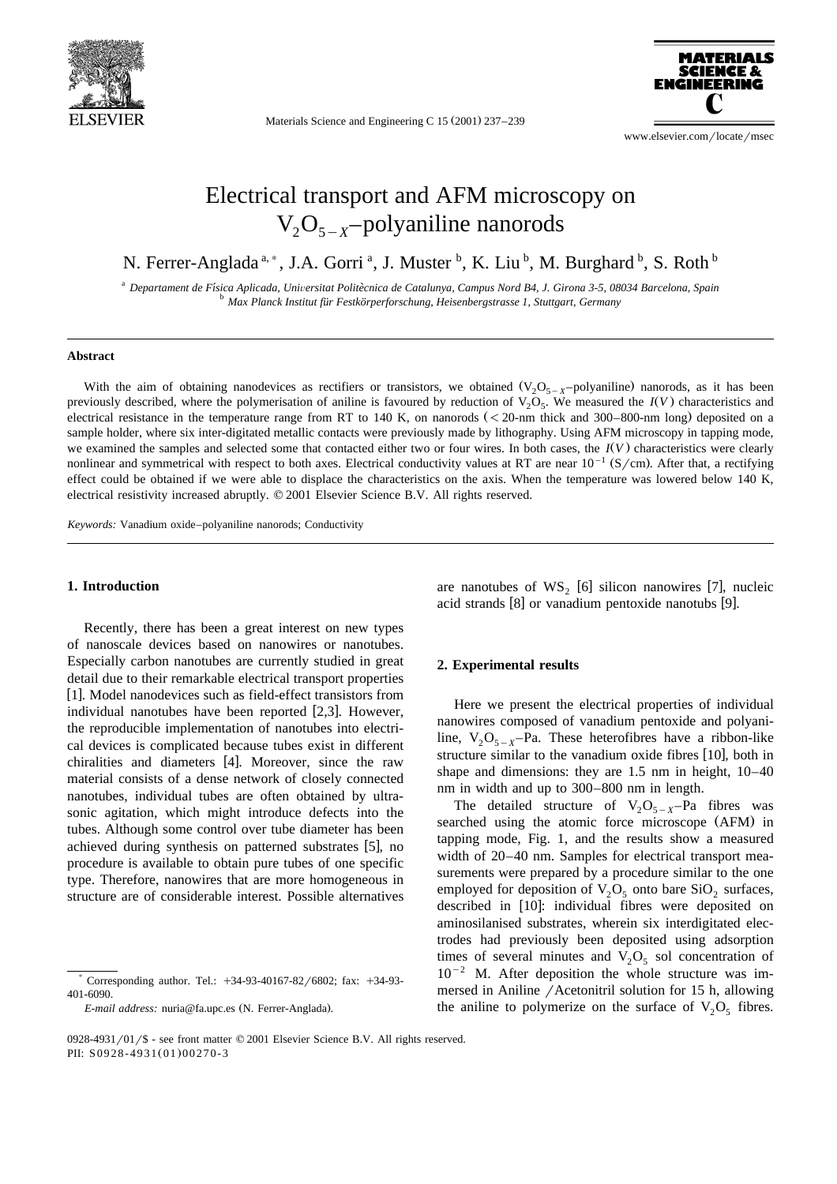# Electrical transport and AFM microscopy on $V_2O_{5-X}$–polyaniline nanorods

N. Ferrer-Anglada [a,*], J.A. Gorri [a], J. Muster [b], K. Liu [b], M. Burghard [b], S. Roth [b]

[a] Departament de Física Aplicada, Universitat Politècnica de Catalunya, Campus Nord B4, J. Girona 3-5, 08034 Barcelona, Spain

[b] Max Planck Institut für Festkörperforschung, Heisenbergstrasse 1, Stuttgart, Germany

## Abstract

With the aim of obtaining nanodevices as rectifiers or transistors, we obtained ($V_2O_{5-X}$–polyaniline) nanorods, as it has been previously described, where the polymerisation of aniline is favoured by reduction of $V_2O_5$. We measured the $I(V)$ characteristics and electrical resistance in the temperature range from RT to 140 K, on nanorods (< 20-nm thick and 300–800-nm long) deposited on a sample holder, where six inter-digitated metallic contacts were previously made by lithography. Using AFM microscopy in tapping mode, we examined the samples and selected some that contacted either two or four wires. In both cases, the $I(V)$ characteristics were clearly nonlinear and symmetrical with respect to both axes. Electrical conductivity values at RT are near $10^{-1}$ (S/cm). After that, a rectifying effect could be obtained if we were able to displace the characteristics on the axis. When the temperature was lowered below 140 K, electrical resistivity increased abruptly. © 2001 Elsevier Science B.V. All rights reserved.

*Keywords:* Vanadium oxide–polyaniline nanorods; Conductivity

## 1. Introduction

Recently, there has been a great interest on new types of nanoscale devices based on nanowires or nanotubes. Especially carbon nanotubes are currently studied in great detail due to their remarkable electrical transport properties [1]. Model nanodevices such as field-effect transistors from individual nanotubes have been reported [2,3]. However, the reproducible implementation of nanotubes into electrical devices is complicated because tubes exist in different chiralities and diameters [4]. Moreover, since the raw material consists of a dense network of closely connected nanotubes, individual tubes are often obtained by ultrasonic agitation, which might introduce defects into the tubes. Although some control over tube diameter has been achieved during synthesis on patterned substrates [5], no procedure is available to obtain pure tubes of one specific type. Therefore, nanowires that are more homogeneous in structure are of considerable interest. Possible alternatives are nanotubes of $WS_2$ [6] silicon nanowires [7], nucleic acid strands [8] or vanadium pentoxide nanotubs [9].

## 2. Experimental results

Here we present the electrical properties of individual nanowires composed of vanadium pentoxide and polyaniline, $V_2O_{5-X}$–Pa. These heterofibres have a ribbon-like structure similar to the vanadium oxide fibres [10], both in shape and dimensions: they are 1.5 nm in height, 10–40 nm in width and up to 300–800 nm in length.

The detailed structure of $V_2O_{5-X}$–Pa fibres was searched using the atomic force microscope (AFM) in tapping mode, Fig. 1, and the results show a measured width of 20–40 nm. Samples for electrical transport measurements were prepared by a procedure similar to the one employed for deposition of $V_2O_5$ onto bare $SiO_2$ surfaces, described in [10]: individual fibres were deposited on aminosilanised substrates, wherein six interdigitated electrodes had previously been deposited using adsorption times of several minutes and $V_2O_5$ sol concentration of $10^{-2}$ M. After deposition the whole structure was immersed in Aniline /Acetonitril solution for 15 h, allowing the aniline to polymerize on the surface of $V_2O_5$ fibres.

\* Corresponding author. Tel.: +34-93-40167-82/6802; fax: +34-93-401-6090.

*E-mail address:* nuria@fa.upc.es (N. Ferrer-Anglada).

0928-4931/01/$ - see front matter © 2001 Elsevier Science B.V. All rights reserved.
PII: S0928-4931(01)00270-3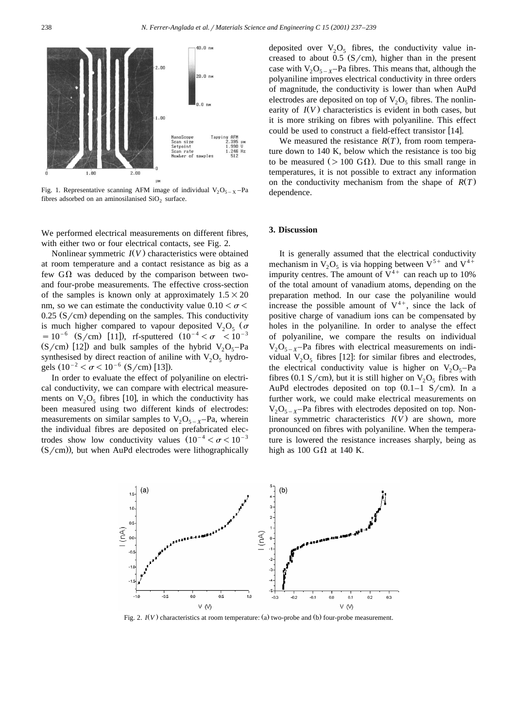Fig. 1. Representative scanning AFM image of individual $V_2O_{5-X}$–Pa fibres adsorbed on an aminosilanised $SiO_2$ surface.

We performed electrical measurements on different fibres, with either two or four electrical contacts, see Fig. 2.

Nonlinear symmetric $I(V)$ characteristics were obtained at room temperature and a contact resistance as big as a few G$\Omega$ was deduced by the comparison between two- and four-probe measurements. The effective cross-section of the samples is known only at approximately $1.5 \times 20$ nm, so we can estimate the conductivity value $0.10 < \sigma < 0.25$ (S/cm) depending on the samples. This conductivity is much higher compared to vapour deposited $V_2O_5$ ($\sigma = 10^{-6}$ (S/cm) [11]), rf-sputtered ($10^{-4} < \sigma < 10^{-3}$ (S/cm) [12]) and bulk samples of the hybrid $V_2O_5$–Pa synthesised by direct reaction of aniline with $V_2O_5$ hydrogels ($10^{-2} < \sigma < 10^{-6}$ (S/cm) [13]).

In order to evaluate the effect of polyaniline on electrical conductivity, we can compare with electrical measurements on $V_2O_5$ fibres [10], in which the conductivity has been measured using two different kinds of electrodes: measurements on similar samples to $V_2O_{5-X}$–Pa, wherein the individual fibres are deposited on prefabricated electrodes show low conductivity values ($10^{-4} < \sigma < 10^{-3}$ (S/cm)), but when AuPd electrodes were lithographically deposited over $V_2O_5$ fibres, the conductivity value increased to about 0.5 (S/cm), higher than in the present case with $V_2O_{5-X}$–Pa fibres. This means that, although the polyaniline improves electrical conductivity in three orders of magnitude, the conductivity is lower than when AuPd electrodes are deposited on top of $V_2O_5$ fibres. The nonlinearity of $I(V)$ characteristics is evident in both cases, but it is more striking on fibres with polyaniline. This effect could be used to construct a field-effect transistor [14].

We measured the resistance $R(T)$, from room temperature down to 140 K, below which the resistance is too big to be measured (> 100 G$\Omega$). Due to this small range in temperatures, it is not possible to extract any information on the conductivity mechanism from the shape of $R(T)$ dependence.

## 3. Discussion

It is generally assumed that the electrical conductivity mechanism in $V_2O_5$ is via hopping between $V^{5+}$ and $V^{4+}$ impurity centres. The amount of $V^{4+}$ can reach up to 10% of the total amount of vanadium atoms, depending on the preparation method. In our case the polyaniline would increase the possible amount of $V^{4+}$, since the lack of positive charge of vanadium ions can be compensated by holes in the polyaniline. In order to analyse the effect of polyaniline, we compare the results on individual $V_2O_{5-X}$–Pa fibres with electrical measurements on individual $V_2O_5$ fibres [12]: for similar fibres and electrodes, the electrical conductivity value is higher on $V_2O_5$–Pa fibres (0.1 S/cm), but it is still higher on $V_2O_5$ fibres with AuPd electrodes deposited on top (0.1–1 S/cm). In a further work, we could make electrical measurements on $V_2O_{5-X}$–Pa fibres with electrodes deposited on top. Nonlinear symmetric characteristics $I(V)$ are shown, more pronounced on fibres with polyaniline. When the temperature is lowered the resistance increases sharply, being as high as 100 G$\Omega$ at 140 K.

Fig. 2. $I(V)$ characteristics at room temperature: (a) two-probe and (b) four-probe measurement.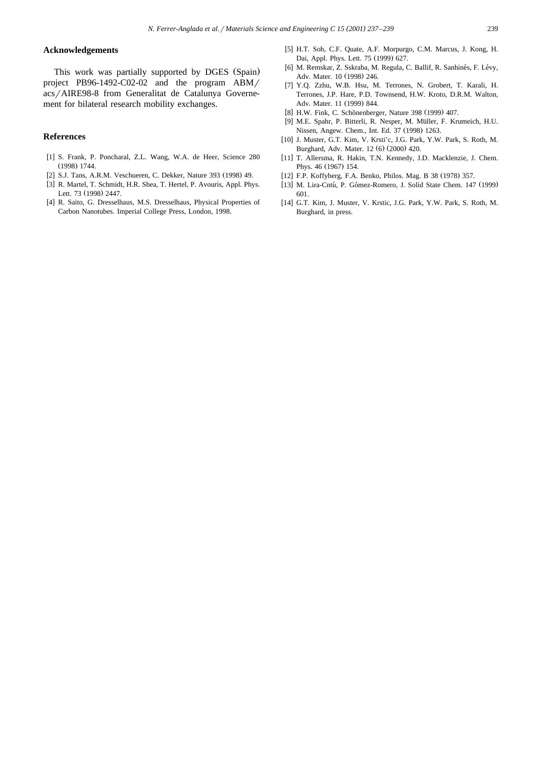## Acknowledgements

This work was partially supported by DGES (Spain) project PB96-1492-C02-02 and the program ABM/acs/AIRE98-8 from Generalitat de Catalunya Goverment for bilateral research mobility exchanges.

## References

[1] S. Frank, P. Poncharal, Z.L. Wang, W.A. de Heer, Science 280 (1998) 1744.

[2] S.J. Tans, A.R.M. Veschueren, C. Dekker, Nature 393 (1998) 49.

[3] R. Martel, T. Schmidt, H.R. Shea, T. Hertel, P. Avouris, Appl. Phys. Lett. 73 (1998) 2447.

[4] R. Saito, G. Dresselhaus, M.S. Dresselhaus, Physical Properties of Carbon Nanotubes. Imperial College Press, London, 1998.

[5] H.T. Soh, C.F. Quate, A.F. Morpurgo, C.M. Marcus, J. Kong, H. Dai, Appl. Phys. Lett. 75 (1999) 627.

[6] M. Remskar, Z. Sskraba, M. Regula, C. Ballif, R. Sanhinés, F. Lévy, Adv. Mater. 10 (1998) 246.

[7] Y.Q. Zzhu, W.B. Hsu, M. Terrones, N. Grobert, T. Karali, H. Terrones, J.P. Hare, P.D. Townsend, H.W. Kroto, D.R.M. Walton, Adv. Mater. 11 (1999) 844.

[8] H.W. Fink, C. Schönenberger, Nature 398 (1999) 407.

[9] M.E. Spahr, P. Bitterli, R. Nesper, M. Müller, F. Krumeich, H.U. Nissen, Angew. Chem., Int. Ed. 37 (1998) 1263.

[10] J. Muster, G.T. Kim, V. Krsti'c, J.G. Park, Y.W. Park, S. Roth, M. Burghard, Adv. Mater. 12 (6) (2000) 420.

[11] T. Allersma, R. Hakin, T.N. Kennedy, J.D. Macklenzie, J. Chem. Phys. 46 (1967) 154.

[12] F.P. Koffyberg, F.A. Benko, Philos. Mag. B 38 (1978) 357.

[13] M. Lira-Cntú, P. Gómez-Romero, J. Solid State Chem. 147 (1999) 601.

[14] G.T. Kim, J. Muster, V. Krstic, J.G. Park, Y.W. Park, S. Roth, M. Burghard, in press.